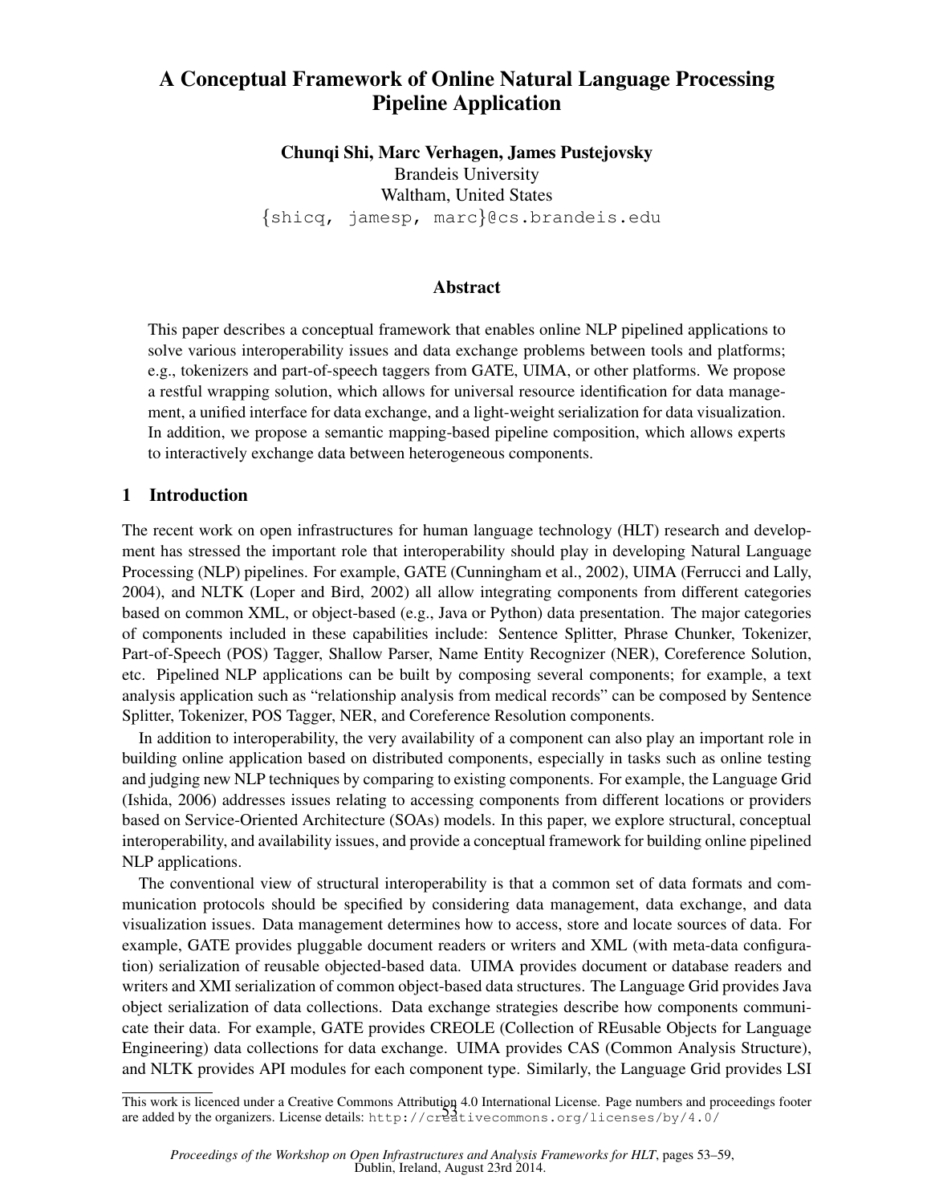# A Conceptual Framework of Online Natural Language Processing Pipeline Application

**Chunqi Shi, Marc Verhagen, James Pustejovsky**
Brandeis University
Waltham, United States
{shicq, jamesp, marc}@cs.brandeis.edu

## Abstract

This paper describes a conceptual framework that enables online NLP pipelined applications to solve various interoperability issues and data exchange problems between tools and platforms; e.g., tokenizers and part-of-speech taggers from GATE, UIMA, or other platforms. We propose a restful wrapping solution, which allows for universal resource identification for data management, a unified interface for data exchange, and a light-weight serialization for data visualization. In addition, we propose a semantic mapping-based pipeline composition, which allows experts to interactively exchange data between heterogeneous components.

## 1 Introduction

The recent work on open infrastructures for human language technology (HLT) research and development has stressed the important role that interoperability should play in developing Natural Language Processing (NLP) pipelines. For example, GATE (Cunningham et al., 2002), UIMA (Ferrucci and Lally, 2004), and NLTK (Loper and Bird, 2002) all allow integrating components from different categories based on common XML, or object-based (e.g., Java or Python) data presentation. The major categories of components included in these capabilities include: Sentence Splitter, Phrase Chunker, Tokenizer, Part-of-Speech (POS) Tagger, Shallow Parser, Name Entity Recognizer (NER), Coreference Solution, etc. Pipelined NLP applications can be built by composing several components; for example, a text analysis application such as "relationship analysis from medical records" can be composed by Sentence Splitter, Tokenizer, POS Tagger, NER, and Coreference Resolution components.

In addition to interoperability, the very availability of a component can also play an important role in building online application based on distributed components, especially in tasks such as online testing and judging new NLP techniques by comparing to existing components. For example, the Language Grid (Ishida, 2006) addresses issues relating to accessing components from different locations or providers based on Service-Oriented Architecture (SOAs) models. In this paper, we explore structural, conceptual interoperability, and availability issues, and provide a conceptual framework for building online pipelined NLP applications.

The conventional view of structural interoperability is that a common set of data formats and communication protocols should be specified by considering data management, data exchange, and data visualization issues. Data management determines how to access, store and locate sources of data. For example, GATE provides pluggable document readers or writers and XML (with meta-data configuration) serialization of reusable objected-based data. UIMA provides document or database readers and writers and XMI serialization of common object-based data structures. The Language Grid provides Java object serialization of data collections. Data exchange strategies describe how components communicate their data. For example, GATE provides CREOLE (Collection of REusable Objects for Language Engineering) data collections for data exchange. UIMA provides CAS (Common Analysis Structure), and NLTK provides API modules for each component type. Similarly, the Language Grid provides LSI

This work is licenced under a Creative Commons Attribution 4.0 International License. Page numbers and proceedings footer are added by the organizers. License details: http://creativecommons.org/licenses/by/4.0/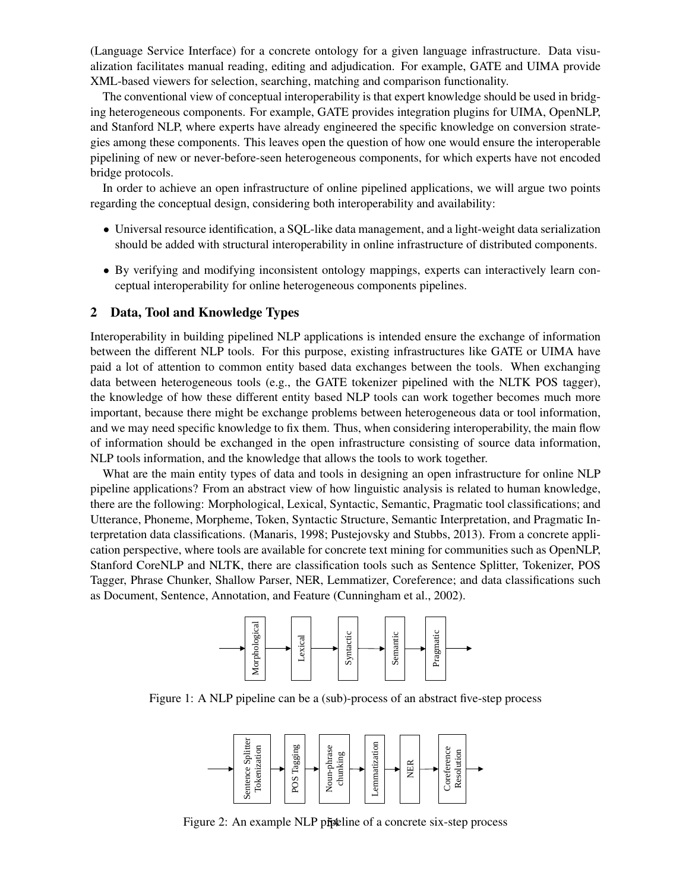(Language Service Interface) for a concrete ontology for a given language infrastructure. Data visualization facilitates manual reading, editing and adjudication. For example, GATE and UIMA provide XML-based viewers for selection, searching, matching and comparison functionality.

The conventional view of conceptual interoperability is that expert knowledge should be used in bridging heterogeneous components. For example, GATE provides integration plugins for UIMA, OpenNLP, and Stanford NLP, where experts have already engineered the specific knowledge on conversion strategies among these components. This leaves open the question of how one would ensure the interoperable pipelining of new or never-before-seen heterogeneous components, for which experts have not encoded bridge protocols.

In order to achieve an open infrastructure of online pipelined applications, we will argue two points regarding the conceptual design, considering both interoperability and availability:

- Universal resource identification, a SQL-like data management, and a light-weight data serialization should be added with structural interoperability in online infrastructure of distributed components.
- By verifying and modifying inconsistent ontology mappings, experts can interactively learn conceptual interoperability for online heterogeneous components pipelines.

## 2 Data, Tool and Knowledge Types

Interoperability in building pipelined NLP applications is intended ensure the exchange of information between the different NLP tools. For this purpose, existing infrastructures like GATE or UIMA have paid a lot of attention to common entity based data exchanges between the tools. When exchanging data between heterogeneous tools (e.g., the GATE tokenizer pipelined with the NLTK POS tagger), the knowledge of how these different entity based NLP tools can work together becomes much more important, because there might be exchange problems between heterogeneous data or tool information, and we may need specific knowledge to fix them. Thus, when considering interoperability, the main flow of information should be exchanged in the open infrastructure consisting of source data information, NLP tools information, and the knowledge that allows the tools to work together.

What are the main entity types of data and tools in designing an open infrastructure for online NLP pipeline applications? From an abstract view of how linguistic analysis is related to human knowledge, there are the following: Morphological, Lexical, Syntactic, Semantic, Pragmatic tool classifications; and Utterance, Phoneme, Morpheme, Token, Syntactic Structure, Semantic Interpretation, and Pragmatic Interpretation data classifications. (Manaris, 1998; Pustejovsky and Stubbs, 2013). From a concrete application perspective, where tools are available for concrete text mining for communities such as OpenNLP, Stanford CoreNLP and NLTK, there are classification tools such as Sentence Splitter, Tokenizer, POS Tagger, Phrase Chunker, Shallow Parser, NER, Lemmatizer, Coreference; and data classifications such as Document, Sentence, Annotation, and Feature (Cunningham et al., 2002).

Morphological → Lexical → Syntactic → Semantic → Pragmatic

Figure 1: A NLP pipeline can be a (sub)-process of an abstract five-step process

Sentence Splitter Tokenization → POS Tagging → Noun-phrase chunking → Lemmatization → NER → Coreference Resolution

Figure 2: An example NLP pipeline of a concrete six-step process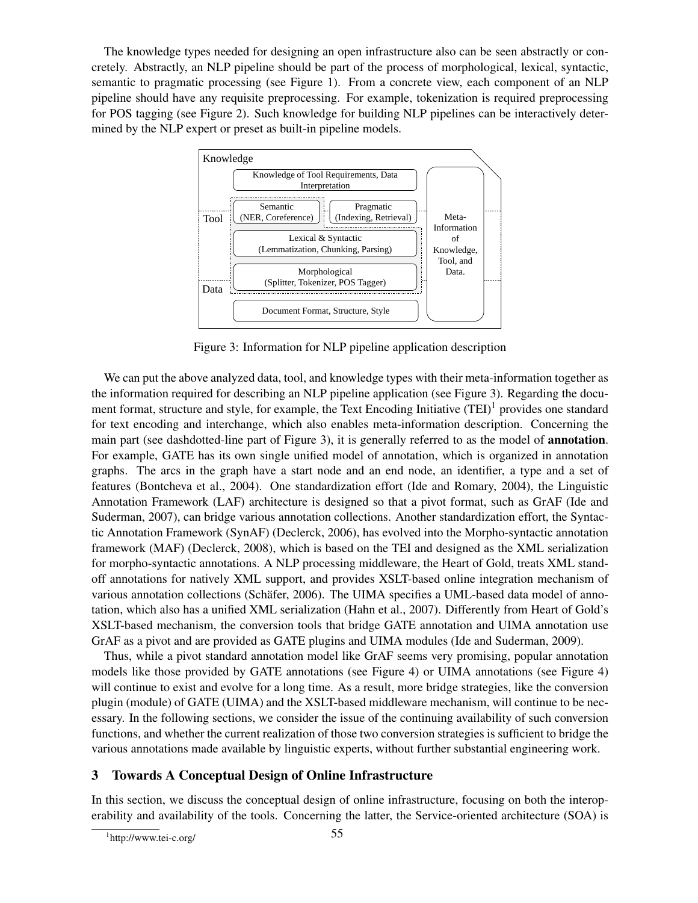The knowledge types needed for designing an open infrastructure also can be seen abstractly or concretely. Abstractly, an NLP pipeline should be part of the process of morphological, lexical, syntactic, semantic to pragmatic processing (see Figure 1). From a concrete view, each component of an NLP pipeline should have any requisite preprocessing. For example, tokenization is required preprocessing for POS tagging (see Figure 2). Such knowledge for building NLP pipelines can be interactively determined by the NLP expert or preset as built-in pipeline models.

Knowledge

Knowledge of Tool Requirements, Data Interpretation

Tool

Semantic (NER, Coreference)

Pragmatic (Indexing, Retrieval)

Lexical & Syntactic (Lemmatization, Chunking, Parsing)

Morphological (Splitter, Tokenizer, POS Tagger)

Data

Document Format, Structure, Style

Meta-Information of Knowledge, Tool, and Data.

Figure 3: Information for NLP pipeline application description

We can put the above analyzed data, tool, and knowledge types with their meta-information together as the information required for describing an NLP pipeline application (see Figure 3). Regarding the document format, structure and style, for example, the Text Encoding Initiative (TEI)[1] provides one standard for text encoding and interchange, which also enables meta-information description. Concerning the main part (see dashdotted-line part of Figure 3), it is generally referred to as the model of **annotation**. For example, GATE has its own single unified model of annotation, which is organized in annotation graphs. The arcs in the graph have a start node and an end node, an identifier, a type and a set of features (Bontcheva et al., 2004). One standardization effort (Ide and Romary, 2004), the Linguistic Annotation Framework (LAF) architecture is designed so that a pivot format, such as GrAF (Ide and Suderman, 2007), can bridge various annotation collections. Another standardization effort, the Syntactic Annotation Framework (SynAF) (Declerck, 2006), has evolved into the Morpho-syntactic annotation framework (MAF) (Declerck, 2008), which is based on the TEI and designed as the XML serialization for morpho-syntactic annotations. A NLP processing middleware, the Heart of Gold, treats XML standoff annotations for natively XML support, and provides XSLT-based online integration mechanism of various annotation collections (Schäfer, 2006). The UIMA specifies a UML-based data model of annotation, which also has a unified XML serialization (Hahn et al., 2007). Differently from Heart of Gold's XSLT-based mechanism, the conversion tools that bridge GATE annotation and UIMA annotation use GrAF as a pivot and are provided as GATE plugins and UIMA modules (Ide and Suderman, 2009).

Thus, while a pivot standard annotation model like GrAF seems very promising, popular annotation models like those provided by GATE annotations (see Figure 4) or UIMA annotations (see Figure 4) will continue to exist and evolve for a long time. As a result, more bridge strategies, like the conversion plugin (module) of GATE (UIMA) and the XSLT-based middleware mechanism, will continue to be necessary. In the following sections, we consider the issue of the continuing availability of such conversion functions, and whether the current realization of those two conversion strategies is sufficient to bridge the various annotations made available by linguistic experts, without further substantial engineering work.

## 3 Towards A Conceptual Design of Online Infrastructure

In this section, we discuss the conceptual design of online infrastructure, focusing on both the interoperability and availability of the tools. Concerning the latter, the Service-oriented architecture (SOA) is

[1] http://www.tei-c.org/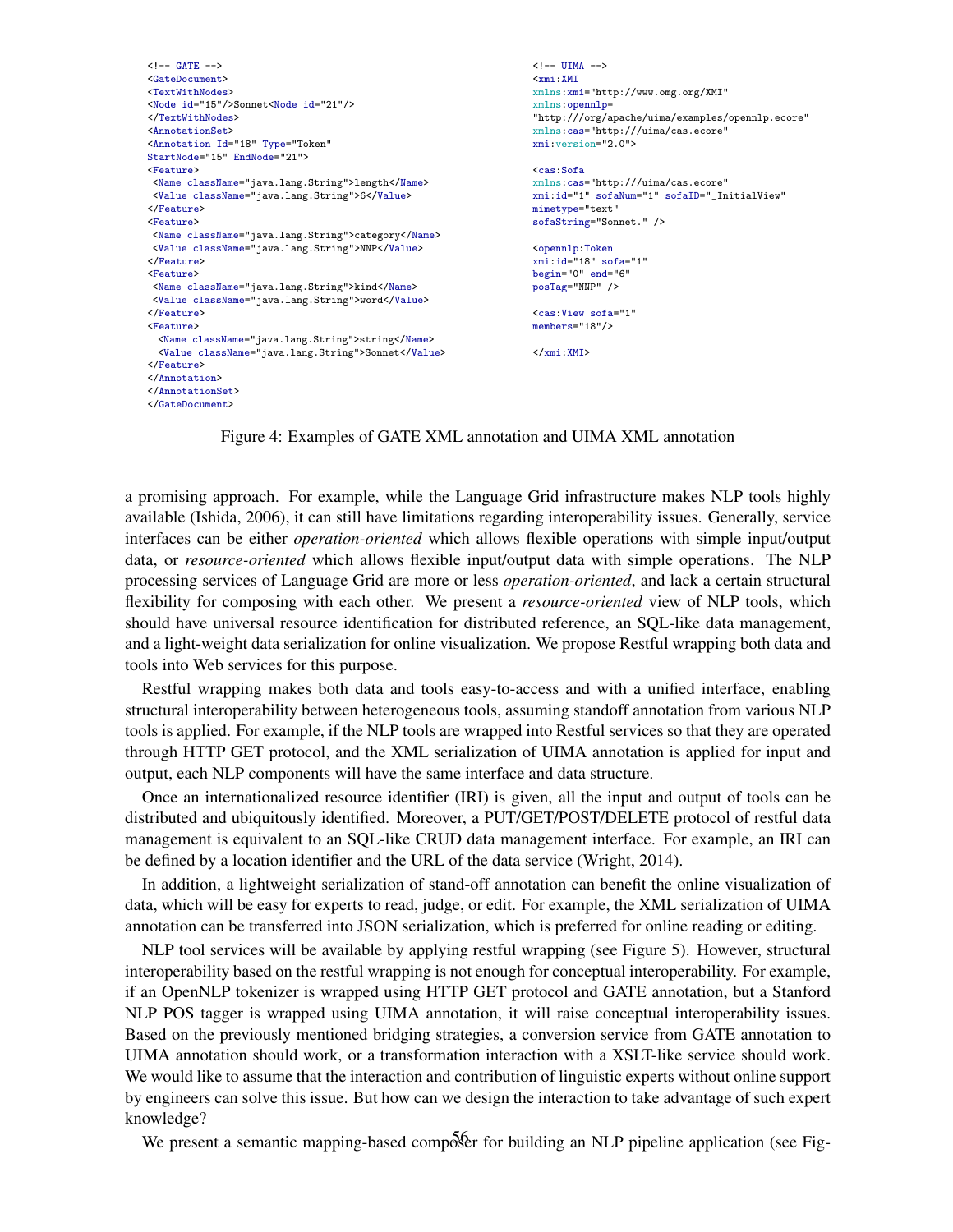```xml
<!-- GATE -->
<GateDocument>
<TextWithNodes>
<Node id="15"/>Sonnet<Node id="21"/>
</TextWithNodes>
<AnnotationSet>
<Annotation Id="18" Type="Token"
StartNode="15" EndNode="21">
<Feature>
 <Name className="java.lang.String">length</Name>
 <Value className="java.lang.String">6</Value>
</Feature>
<Feature>
 <Name className="java.lang.String">category</Name>
 <Value className="java.lang.String">NNP</Value>
</Feature>
<Feature>
 <Name className="java.lang.String">kind</Name>
 <Value className="java.lang.String">word</Value>
</Feature>
<Feature>
  <Name className="java.lang.String">string</Name>
  <Value className="java.lang.String">Sonnet</Value>
</Feature>
</Annotation>
</AnnotationSet>
</GateDocument>
```

```xml
<!-- UIMA -->
<xmi:XMI
xmlns:xmi="http://www.omg.org/XMI"
xmlns:opennlp=
"http:///org/apache/uima/examples/opennlp.ecore"
xmlns:cas="http:///uima/cas.ecore"
xmi:version="2.0">

<cas:Sofa
xmlns:cas="http:///uima/cas.ecore"
xmi:id="1" sofaNum="1" sofaID="_InitialView"
mimetype="text"
sofaString="Sonnet." />

<opennlp:Token
xmi:id="18" sofa="1"
begin="0" end="6"
posTag="NNP" />

<cas:View sofa="1"
members="18"/>

</xmi:XMI>
```

Figure 4: Examples of GATE XML annotation and UIMA XML annotation

a promising approach. For example, while the Language Grid infrastructure makes NLP tools highly available (Ishida, 2006), it can still have limitations regarding interoperability issues. Generally, service interfaces can be either *operation-oriented* which allows flexible operations with simple input/output data, or *resource-oriented* which allows flexible input/output data with simple operations. The NLP processing services of Language Grid are more or less *operation-oriented*, and lack a certain structural flexibility for composing with each other. We present a *resource-oriented* view of NLP tools, which should have universal resource identification for distributed reference, an SQL-like data management, and a light-weight data serialization for online visualization. We propose Restful wrapping both data and tools into Web services for this purpose.

Restful wrapping makes both data and tools easy-to-access and with a unified interface, enabling structural interoperability between heterogeneous tools, assuming standoff annotation from various NLP tools is applied. For example, if the NLP tools are wrapped into Restful services so that they are operated through HTTP GET protocol, and the XML serialization of UIMA annotation is applied for input and output, each NLP components will have the same interface and data structure.

Once an internationalized resource identifier (IRI) is given, all the input and output of tools can be distributed and ubiquitously identified. Moreover, a PUT/GET/POST/DELETE protocol of restful data management is equivalent to an SQL-like CRUD data management interface. For example, an IRI can be defined by a location identifier and the URL of the data service (Wright, 2014).

In addition, a lightweight serialization of stand-off annotation can benefit the online visualization of data, which will be easy for experts to read, judge, or edit. For example, the XML serialization of UIMA annotation can be transferred into JSON serialization, which is preferred for online reading or editing.

NLP tool services will be available by applying restful wrapping (see Figure 5). However, structural interoperability based on the restful wrapping is not enough for conceptual interoperability. For example, if an OpenNLP tokenizer is wrapped using HTTP GET protocol and GATE annotation, but a Stanford NLP POS tagger is wrapped using UIMA annotation, it will raise conceptual interoperability issues. Based on the previously mentioned bridging strategies, a conversion service from GATE annotation to UIMA annotation should work, or a transformation interaction with a XSLT-like service should work. We would like to assume that the interaction and contribution of linguistic experts without online support by engineers can solve this issue. But how can we design the interaction to take advantage of such expert knowledge?

We present a semantic mapping-based composer for building an NLP pipeline application (see Fig-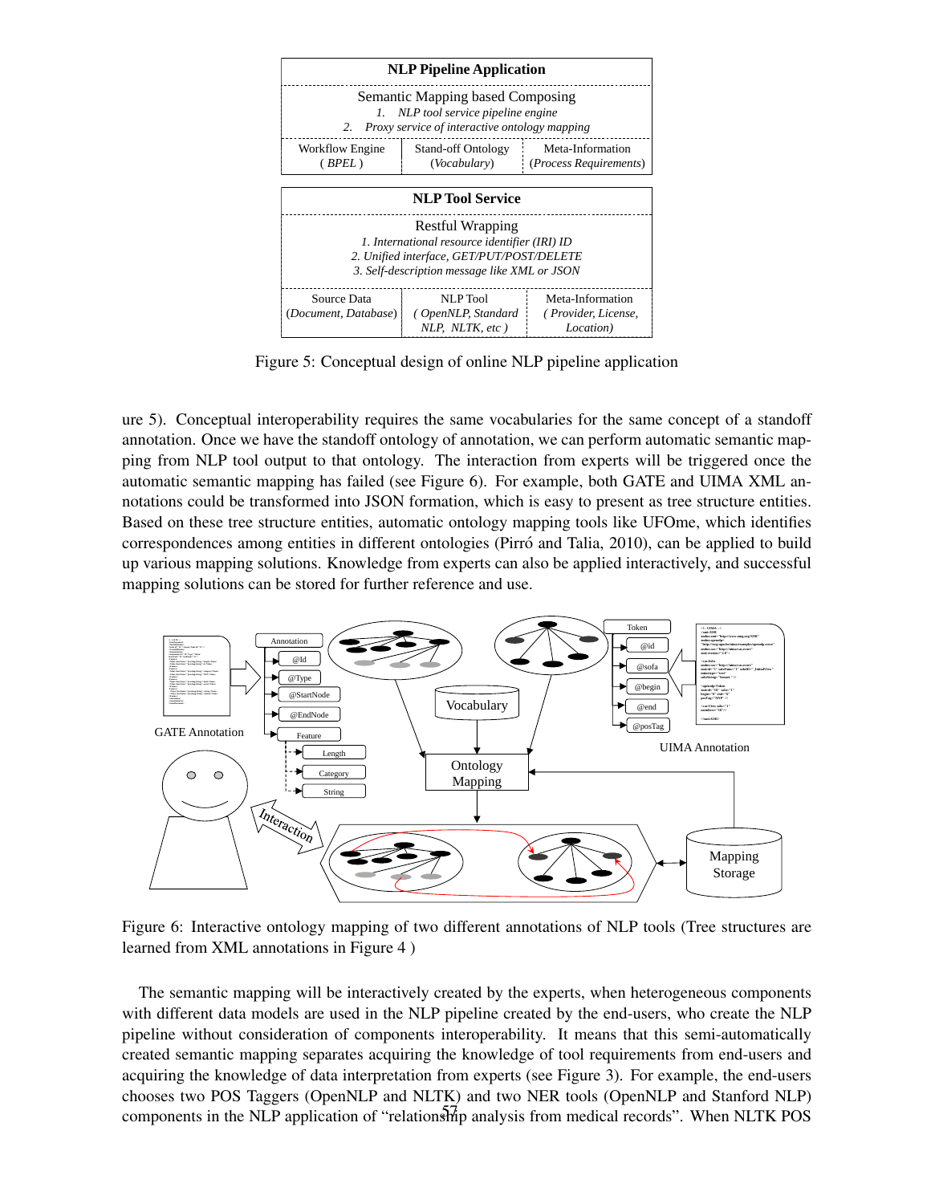| **NLP Pipeline Application** | | |
|---|---|---|
| Semantic Mapping based Composing<br>1. *NLP tool service pipeline engine*<br>2. *Proxy service of interactive ontology mapping* | | |
| Workflow Engine<br>( *BPEL* ) | Stand-off Ontology<br>(*Vocabulary*) | Meta-Information<br>(*Process Requirements*) |

| **NLP Tool Service** | | |
|---|---|---|
| Restful Wrapping<br>*1. International resource identifier (IRI) ID*<br>*2. Unified interface, GET/PUT/POST/DELETE*<br>*3. Self-description message like XML or JSON* | | |
| Source Data<br>(*Document, Database*) | NLP Tool<br>( *OpenNLP, Standard NLP, NLTK, etc* ) | Meta-Information<br>( *Provider, License, Location*) |

Figure 5: Conceptual design of online NLP pipeline application

ure 5). Conceptual interoperability requires the same vocabularies for the same concept of a standoff annotation. Once we have the standoff ontology of annotation, we can perform automatic semantic mapping from NLP tool output to that ontology. The interaction from experts will be triggered once the automatic semantic mapping has failed (see Figure 6). For example, both GATE and UIMA XML annotations could be transformed into JSON formation, which is easy to present as tree structure entities. Based on these tree structure entities, automatic ontology mapping tools like UFOme, which identifies correspondences among entities in different ontologies (Pirró and Talia, 2010), can be applied to build up various mapping solutions. Knowledge from experts can also be applied interactively, and successful mapping solutions can be stored for further reference and use.

Figure 6: Interactive ontology mapping of two different annotations of NLP tools (Tree structures are learned from XML annotations in Figure 4 )

The semantic mapping will be interactively created by the experts, when heterogeneous components with different data models are used in the NLP pipeline created by the end-users, who create the NLP pipeline without consideration of components interoperability. It means that this semi-automatically created semantic mapping separates acquiring the knowledge of tool requirements from end-users and acquiring the knowledge of data interpretation from experts (see Figure 3). For example, the end-users chooses two POS Taggers (OpenNLP and NLTK) and two NER tools (OpenNLP and Stanford NLP) components in the NLP application of "relationship analysis from medical records". When NLTK POS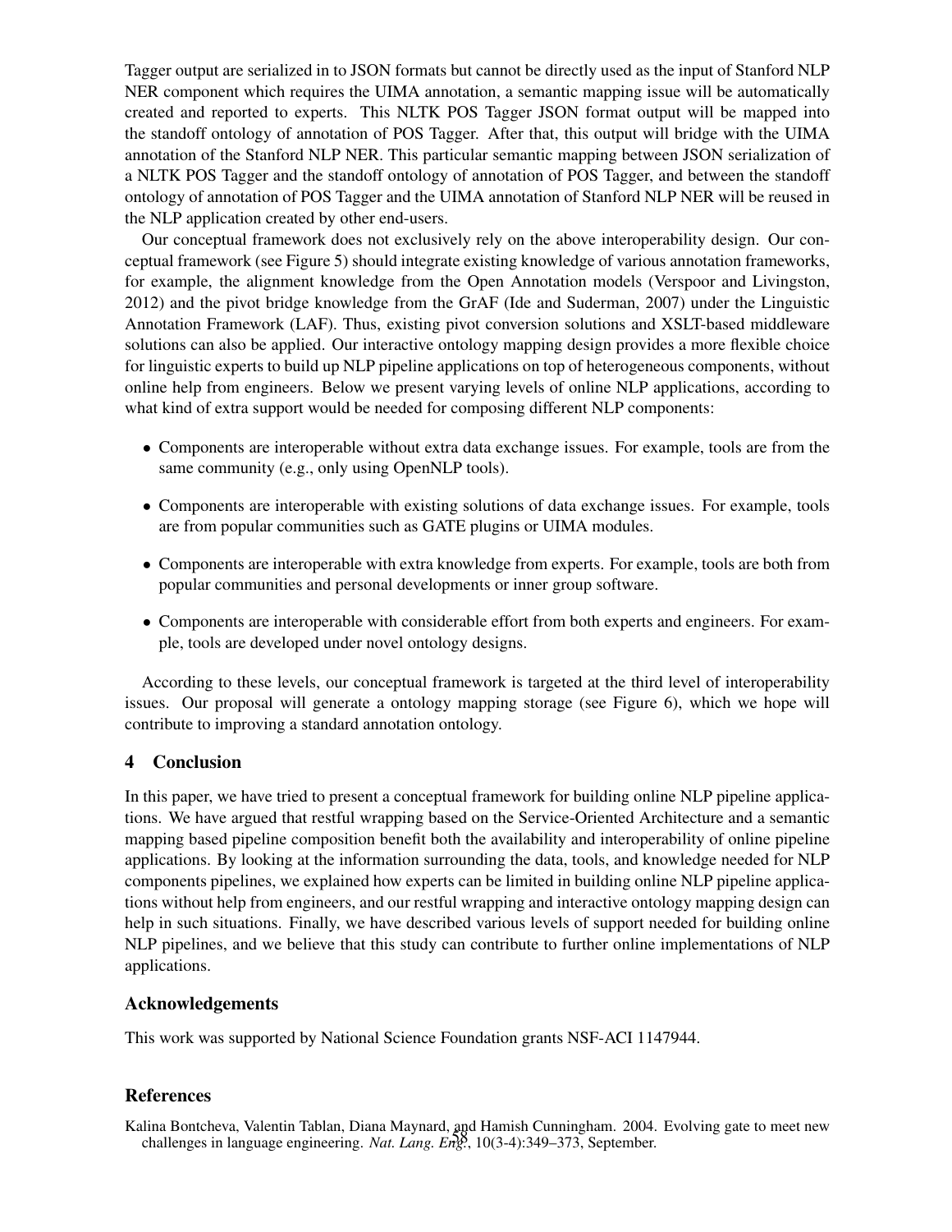Tagger output are serialized in to JSON formats but cannot be directly used as the input of Stanford NLP NER component which requires the UIMA annotation, a semantic mapping issue will be automatically created and reported to experts. This NLTK POS Tagger JSON format output will be mapped into the standoff ontology of annotation of POS Tagger. After that, this output will bridge with the UIMA annotation of the Stanford NLP NER. This particular semantic mapping between JSON serialization of a NLTK POS Tagger and the standoff ontology of annotation of POS Tagger, and between the standoff ontology of annotation of POS Tagger and the UIMA annotation of Stanford NLP NER will be reused in the NLP application created by other end-users.

Our conceptual framework does not exclusively rely on the above interoperability design. Our conceptual framework (see Figure 5) should integrate existing knowledge of various annotation frameworks, for example, the alignment knowledge from the Open Annotation models (Verspoor and Livingston, 2012) and the pivot bridge knowledge from the GrAF (Ide and Suderman, 2007) under the Linguistic Annotation Framework (LAF). Thus, existing pivot conversion solutions and XSLT-based middleware solutions can also be applied. Our interactive ontology mapping design provides a more flexible choice for linguistic experts to build up NLP pipeline applications on top of heterogeneous components, without online help from engineers. Below we present varying levels of online NLP applications, according to what kind of extra support would be needed for composing different NLP components:

- Components are interoperable without extra data exchange issues. For example, tools are from the same community (e.g., only using OpenNLP tools).
- Components are interoperable with existing solutions of data exchange issues. For example, tools are from popular communities such as GATE plugins or UIMA modules.
- Components are interoperable with extra knowledge from experts. For example, tools are both from popular communities and personal developments or inner group software.
- Components are interoperable with considerable effort from both experts and engineers. For example, tools are developed under novel ontology designs.

According to these levels, our conceptual framework is targeted at the third level of interoperability issues. Our proposal will generate a ontology mapping storage (see Figure 6), which we hope will contribute to improving a standard annotation ontology.

## 4 Conclusion

In this paper, we have tried to present a conceptual framework for building online NLP pipeline applications. We have argued that restful wrapping based on the Service-Oriented Architecture and a semantic mapping based pipeline composition benefit both the availability and interoperability of online pipeline applications. By looking at the information surrounding the data, tools, and knowledge needed for NLP components pipelines, we explained how experts can be limited in building online NLP pipeline applications without help from engineers, and our restful wrapping and interactive ontology mapping design can help in such situations. Finally, we have described various levels of support needed for building online NLP pipelines, and we believe that this study can contribute to further online implementations of NLP applications.

## Acknowledgements

This work was supported by National Science Foundation grants NSF-ACI 1147944.

## References

Kalina Bontcheva, Valentin Tablan, Diana Maynard, and Hamish Cunningham. 2004. Evolving gate to meet new challenges in language engineering. *Nat. Lang. Eng.*, 10(3-4):349–373, September.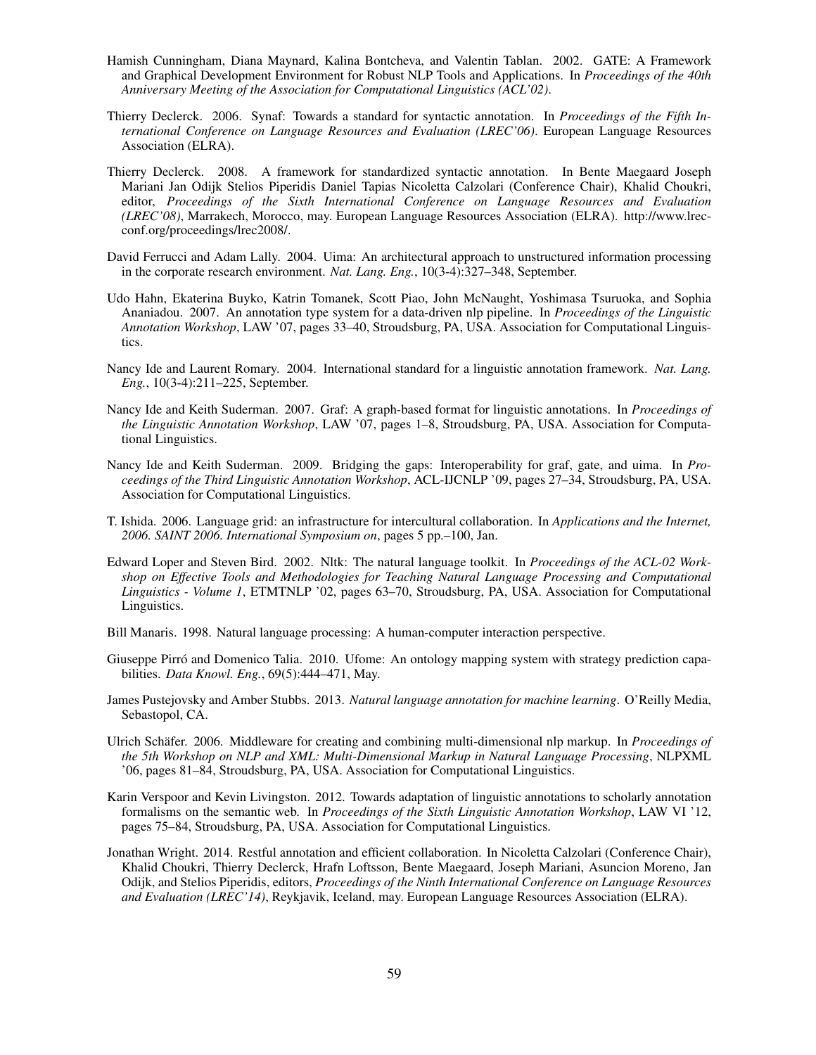Hamish Cunningham, Diana Maynard, Kalina Bontcheva, and Valentin Tablan. 2002. GATE: A Framework and Graphical Development Environment for Robust NLP Tools and Applications. In *Proceedings of the 40th Anniversary Meeting of the Association for Computational Linguistics (ACL'02)*.

Thierry Declerck. 2006. Synaf: Towards a standard for syntactic annotation. In *Proceedings of the Fifth International Conference on Language Resources and Evaluation (LREC'06)*. European Language Resources Association (ELRA).

Thierry Declerck. 2008. A framework for standardized syntactic annotation. In Bente Maegaard Joseph Mariani Jan Odijk Stelios Piperidis Daniel Tapias Nicoletta Calzolari (Conference Chair), Khalid Choukri, editor, *Proceedings of the Sixth International Conference on Language Resources and Evaluation (LREC'08)*, Marrakech, Morocco, may. European Language Resources Association (ELRA). http://www.lrec-conf.org/proceedings/lrec2008/.

David Ferrucci and Adam Lally. 2004. Uima: An architectural approach to unstructured information processing in the corporate research environment. *Nat. Lang. Eng.*, 10(3-4):327–348, September.

Udo Hahn, Ekaterina Buyko, Katrin Tomanek, Scott Piao, John McNaught, Yoshimasa Tsuruoka, and Sophia Ananiadou. 2007. An annotation type system for a data-driven nlp pipeline. In *Proceedings of the Linguistic Annotation Workshop*, LAW '07, pages 33–40, Stroudsburg, PA, USA. Association for Computational Linguistics.

Nancy Ide and Laurent Romary. 2004. International standard for a linguistic annotation framework. *Nat. Lang. Eng.*, 10(3-4):211–225, September.

Nancy Ide and Keith Suderman. 2007. Graf: A graph-based format for linguistic annotations. In *Proceedings of the Linguistic Annotation Workshop*, LAW '07, pages 1–8, Stroudsburg, PA, USA. Association for Computational Linguistics.

Nancy Ide and Keith Suderman. 2009. Bridging the gaps: Interoperability for graf, gate, and uima. In *Proceedings of the Third Linguistic Annotation Workshop*, ACL-IJCNLP '09, pages 27–34, Stroudsburg, PA, USA. Association for Computational Linguistics.

T. Ishida. 2006. Language grid: an infrastructure for intercultural collaboration. In *Applications and the Internet, 2006. SAINT 2006. International Symposium on*, pages 5 pp.–100, Jan.

Edward Loper and Steven Bird. 2002. Nltk: The natural language toolkit. In *Proceedings of the ACL-02 Workshop on Effective Tools and Methodologies for Teaching Natural Language Processing and Computational Linguistics - Volume 1*, ETMTNLP '02, pages 63–70, Stroudsburg, PA, USA. Association for Computational Linguistics.

Bill Manaris. 1998. Natural language processing: A human-computer interaction perspective.

Giuseppe Pirró and Domenico Talia. 2010. Ufome: An ontology mapping system with strategy prediction capabilities. *Data Knowl. Eng.*, 69(5):444–471, May.

James Pustejovsky and Amber Stubbs. 2013. *Natural language annotation for machine learning*. O'Reilly Media, Sebastopol, CA.

Ulrich Schäfer. 2006. Middleware for creating and combining multi-dimensional nlp markup. In *Proceedings of the 5th Workshop on NLP and XML: Multi-Dimensional Markup in Natural Language Processing*, NLPXML '06, pages 81–84, Stroudsburg, PA, USA. Association for Computational Linguistics.

Karin Verspoor and Kevin Livingston. 2012. Towards adaptation of linguistic annotations to scholarly annotation formalisms on the semantic web. In *Proceedings of the Sixth Linguistic Annotation Workshop*, LAW VI '12, pages 75–84, Stroudsburg, PA, USA. Association for Computational Linguistics.

Jonathan Wright. 2014. Restful annotation and efficient collaboration. In Nicoletta Calzolari (Conference Chair), Khalid Choukri, Thierry Declerck, Hrafn Loftsson, Bente Maegaard, Joseph Mariani, Asuncion Moreno, Jan Odijk, and Stelios Piperidis, editors, *Proceedings of the Ninth International Conference on Language Resources and Evaluation (LREC'14)*, Reykjavik, Iceland, may. European Language Resources Association (ELRA).